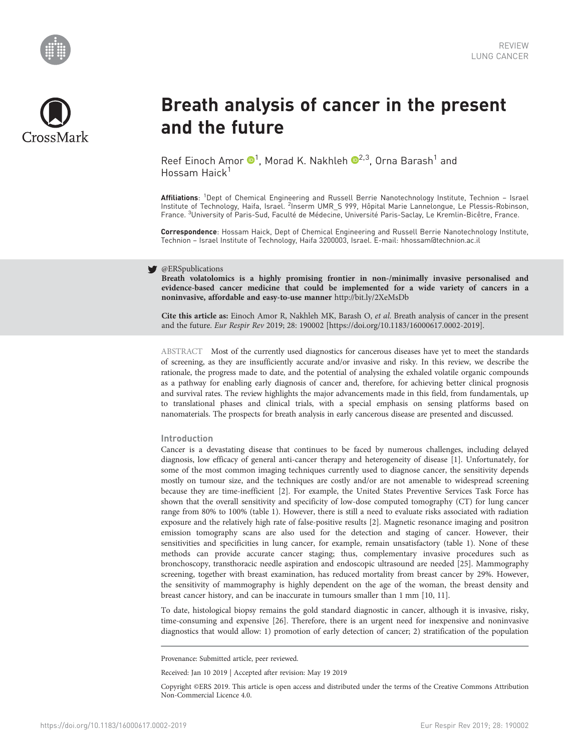REVIEW
LUNG CANCER

# Breath analysis of cancer in the present and the future

Reef Einoch Amor [1], Morad K. Nakhleh [2,3], Orna Barash [1] and Hossam Haick [1]

**Affiliations**: [1]Dept of Chemical Engineering and Russell Berrie Nanotechnology Institute, Technion – Israel Institute of Technology, Haifa, Israel. [2]Inserm UMR_S 999, Hôpital Marie Lannelongue, Le Plessis-Robinson, France. [3]University of Paris-Sud, Faculté de Médecine, Université Paris-Saclay, Le Kremlin-Bicêtre, France.

**Correspondence**: Hossam Haick, Dept of Chemical Engineering and Russell Berrie Nanotechnology Institute, Technion – Israel Institute of Technology, Haifa 3200003, Israel. E-mail: hhossam@technion.ac.il

@ERSpublications
**Breath volatolomics is a highly promising frontier in non-/minimally invasive personalised and evidence-based cancer medicine that could be implemented for a wide variety of cancers in a noninvasive, affordable and easy-to-use manner** http://bit.ly/2XeMsDb

**Cite this article as:** Einoch Amor R, Nakhleh MK, Barash O, *et al.* Breath analysis of cancer in the present and the future. *Eur Respir Rev* 2019; 28: 190002 [https://doi.org/10.1183/16000617.0002-2019].

ABSTRACT Most of the currently used diagnostics for cancerous diseases have yet to meet the standards of screening, as they are insufficiently accurate and/or invasive and risky. In this review, we describe the rationale, the progress made to date, and the potential of analysing the exhaled volatile organic compounds as a pathway for enabling early diagnosis of cancer and, therefore, for achieving better clinical prognosis and survival rates. The review highlights the major advancements made in this field, from fundamentals, up to translational phases and clinical trials, with a special emphasis on sensing platforms based on nanomaterials. The prospects for breath analysis in early cancerous disease are presented and discussed.

## Introduction

Cancer is a devastating disease that continues to be faced by numerous challenges, including delayed diagnosis, low efficacy of general anti-cancer therapy and heterogeneity of disease [1]. Unfortunately, for some of the most common imaging techniques currently used to diagnose cancer, the sensitivity depends mostly on tumour size, and the techniques are costly and/or are not amenable to widespread screening because they are time-inefficient [2]. For example, the United States Preventive Services Task Force has shown that the overall sensitivity and specificity of low-dose computed tomography (CT) for lung cancer range from 80% to 100% (table 1). However, there is still a need to evaluate risks associated with radiation exposure and the relatively high rate of false-positive results [2]. Magnetic resonance imaging and positron emission tomography scans are also used for the detection and staging of cancer. However, their sensitivities and specificities in lung cancer, for example, remain unsatisfactory (table 1). None of these methods can provide accurate cancer staging; thus, complementary invasive procedures such as bronchoscopy, transthoracic needle aspiration and endoscopic ultrasound are needed [25]. Mammography screening, together with breast examination, has reduced mortality from breast cancer by 29%. However, the sensitivity of mammography is highly dependent on the age of the woman, the breast density and breast cancer history, and can be inaccurate in tumours smaller than 1 mm [10, 11].

To date, histological biopsy remains the gold standard diagnostic in cancer, although it is invasive, risky, time-consuming and expensive [26]. Therefore, there is an urgent need for inexpensive and noninvasive diagnostics that would allow: 1) promotion of early detection of cancer; 2) stratification of the population

Provenance: Submitted article, peer reviewed.

Received: Jan 10 2019 | Accepted after revision: May 19 2019

Copyright ©ERS 2019. This article is open access and distributed under the terms of the Creative Commons Attribution Non-Commercial Licence 4.0.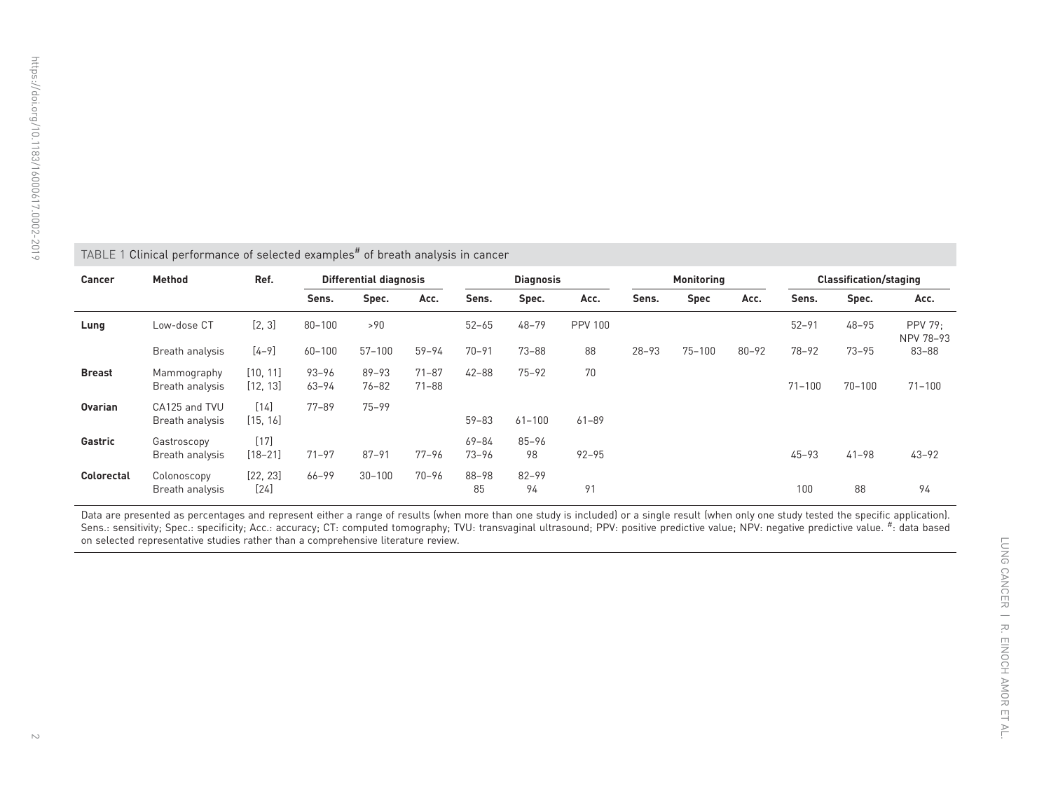TABLE 1 Clinical performance of selected examples[#] of breath analysis in cancer

| Cancer | Method | Ref. | Differential diagnosis | | | Diagnosis | | | Monitoring | | | Classification/staging | | |
|---|---|---|---|---|---|---|---|---|---|---|---|---|---|---|
| | | | Sens. | Spec. | Acc. | Sens. | Spec. | Acc. | Sens. | Spec | Acc. | Sens. | Spec. | Acc. |
| **Lung** | Low-dose CT | [2, 3] | 80–100 | >90 | | 52–65 | 48–79 | PPV 100 | | | | 52–91 | 48–95 | PPV 79; NPV 78–93 |
| | Breath analysis | [4–9] | 60–100 | 57–100 | 59–94 | 70–91 | 73–88 | 88 | 28–93 | 75–100 | 80–92 | 78–92 | 73–95 | 83–88 |
| **Breast** | Mammography | [10, 11] | 93–96 | 89–93 | 71–87 | 42–88 | 75–92 | 70 | | | | | | |
| | Breath analysis | [12, 13] | 63–94 | 76–82 | 71–88 | | | | | | | 71–100 | 70–100 | 71–100 |
| **Ovarian** | CA125 and TVU | [14] | 77–89 | 75–99 | | | | | | | | | | |
| | Breath analysis | [15, 16] | | | | 59–83 | 61–100 | 61–89 | | | | | | |
| **Gastric** | Gastroscopy | [17] | | | | 69–84 | 85–96 | | | | | | | |
| | Breath analysis | [18–21] | 71–97 | 87–91 | 77–96 | 73–96 | 98 | 92–95 | | | | 45–93 | 41–98 | 43–92 |
| **Colorectal** | Colonoscopy | [22, 23] | 66–99 | 30–100 | 70–96 | 88–98 | 82–99 | | | | | | | |
| | Breath analysis | [24] | | | | 85 | 94 | 91 | | | | 100 | 88 | 94 |

Data are presented as percentages and represent either a range of results (when more than one study is included) or a single result (when only one study tested the specific application). Sens.: sensitivity; Spec.: specificity; Acc.: accuracy; CT: computed tomography; TVU: transvaginal ultrasound; PPV: positive predictive value; NPV: negative predictive value. #: data based on selected representative studies rather than a comprehensive literature review.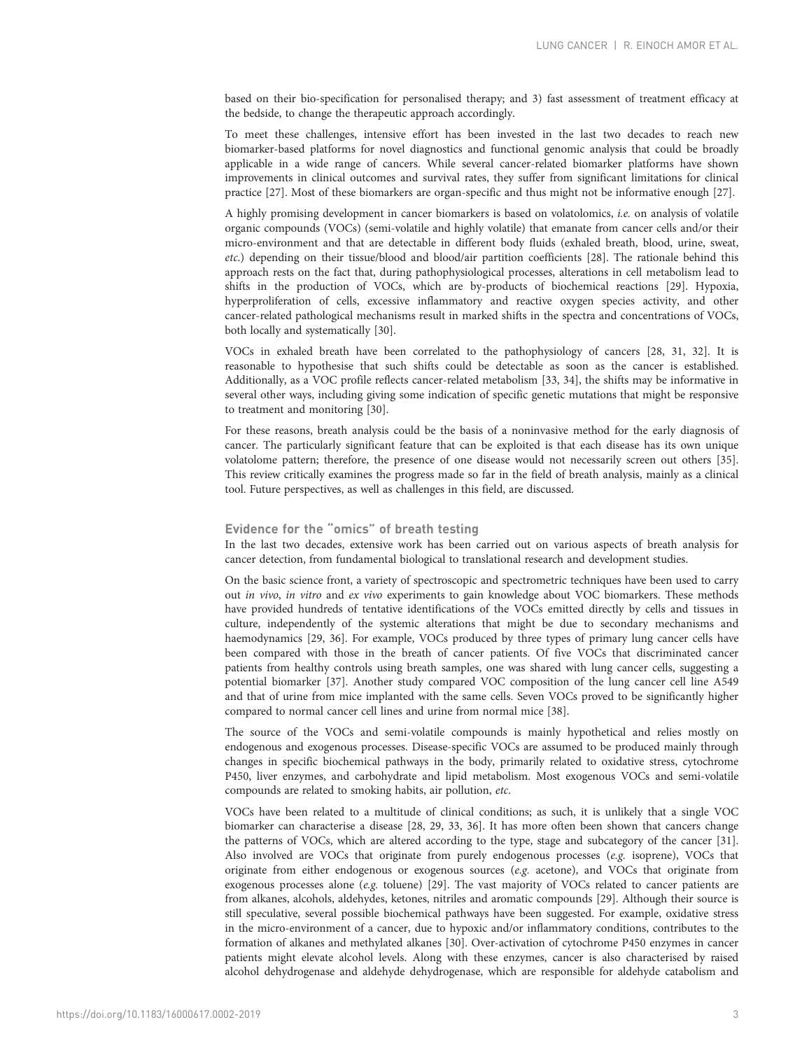based on their bio-specification for personalised therapy; and 3) fast assessment of treatment efficacy at the bedside, to change the therapeutic approach accordingly.

To meet these challenges, intensive effort has been invested in the last two decades to reach new biomarker-based platforms for novel diagnostics and functional genomic analysis that could be broadly applicable in a wide range of cancers. While several cancer-related biomarker platforms have shown improvements in clinical outcomes and survival rates, they suffer from significant limitations for clinical practice [27]. Most of these biomarkers are organ-specific and thus might not be informative enough [27].

A highly promising development in cancer biomarkers is based on volatolomics, *i.e.* on analysis of volatile organic compounds (VOCs) (semi-volatile and highly volatile) that emanate from cancer cells and/or their micro-environment and that are detectable in different body fluids (exhaled breath, blood, urine, sweat, *etc.*) depending on their tissue/blood and blood/air partition coefficients [28]. The rationale behind this approach rests on the fact that, during pathophysiological processes, alterations in cell metabolism lead to shifts in the production of VOCs, which are by-products of biochemical reactions [29]. Hypoxia, hyperproliferation of cells, excessive inflammatory and reactive oxygen species activity, and other cancer-related pathological mechanisms result in marked shifts in the spectra and concentrations of VOCs, both locally and systematically [30].

VOCs in exhaled breath have been correlated to the pathophysiology of cancers [28, 31, 32]. It is reasonable to hypothesise that such shifts could be detectable as soon as the cancer is established. Additionally, as a VOC profile reflects cancer-related metabolism [33, 34], the shifts may be informative in several other ways, including giving some indication of specific genetic mutations that might be responsive to treatment and monitoring [30].

For these reasons, breath analysis could be the basis of a noninvasive method for the early diagnosis of cancer. The particularly significant feature that can be exploited is that each disease has its own unique volatolome pattern; therefore, the presence of one disease would not necessarily screen out others [35]. This review critically examines the progress made so far in the field of breath analysis, mainly as a clinical tool. Future perspectives, as well as challenges in this field, are discussed.

## Evidence for the "omics" of breath testing

In the last two decades, extensive work has been carried out on various aspects of breath analysis for cancer detection, from fundamental biological to translational research and development studies.

On the basic science front, a variety of spectroscopic and spectrometric techniques have been used to carry out *in vivo*, *in vitro* and *ex vivo* experiments to gain knowledge about VOC biomarkers. These methods have provided hundreds of tentative identifications of the VOCs emitted directly by cells and tissues in culture, independently of the systemic alterations that might be due to secondary mechanisms and haemodynamics [29, 36]. For example, VOCs produced by three types of primary lung cancer cells have been compared with those in the breath of cancer patients. Of five VOCs that discriminated cancer patients from healthy controls using breath samples, one was shared with lung cancer cells, suggesting a potential biomarker [37]. Another study compared VOC composition of the lung cancer cell line A549 and that of urine from mice implanted with the same cells. Seven VOCs proved to be significantly higher compared to normal cancer cell lines and urine from normal mice [38].

The source of the VOCs and semi-volatile compounds is mainly hypothetical and relies mostly on endogenous and exogenous processes. Disease-specific VOCs are assumed to be produced mainly through changes in specific biochemical pathways in the body, primarily related to oxidative stress, cytochrome P450, liver enzymes, and carbohydrate and lipid metabolism. Most exogenous VOCs and semi-volatile compounds are related to smoking habits, air pollution, *etc.*

VOCs have been related to a multitude of clinical conditions; as such, it is unlikely that a single VOC biomarker can characterise a disease [28, 29, 33, 36]. It has more often been shown that cancers change the patterns of VOCs, which are altered according to the type, stage and subcategory of the cancer [31]. Also involved are VOCs that originate from purely endogenous processes (*e.g.* isoprene), VOCs that originate from either endogenous or exogenous sources (*e.g.* acetone), and VOCs that originate from exogenous processes alone (*e.g.* toluene) [29]. The vast majority of VOCs related to cancer patients are from alkanes, alcohols, aldehydes, ketones, nitriles and aromatic compounds [29]. Although their source is still speculative, several possible biochemical pathways have been suggested. For example, oxidative stress in the micro-environment of a cancer, due to hypoxic and/or inflammatory conditions, contributes to the formation of alkanes and methylated alkanes [30]. Over-activation of cytochrome P450 enzymes in cancer patients might elevate alcohol levels. Along with these enzymes, cancer is also characterised by raised alcohol dehydrogenase and aldehyde dehydrogenase, which are responsible for aldehyde catabolism and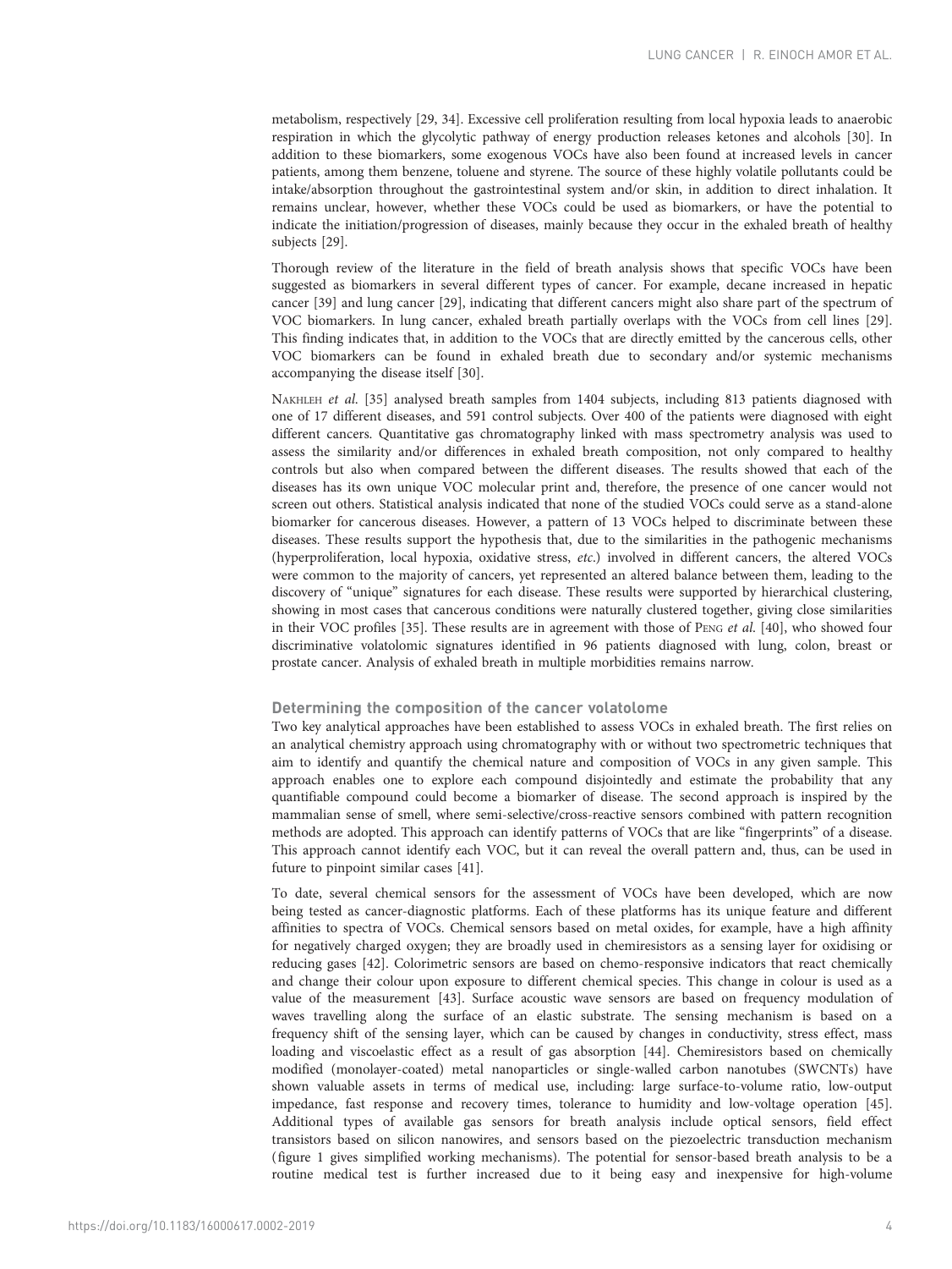metabolism, respectively [29, 34]. Excessive cell proliferation resulting from local hypoxia leads to anaerobic respiration in which the glycolytic pathway of energy production releases ketones and alcohols [30]. In addition to these biomarkers, some exogenous VOCs have also been found at increased levels in cancer patients, among them benzene, toluene and styrene. The source of these highly volatile pollutants could be intake/absorption throughout the gastrointestinal system and/or skin, in addition to direct inhalation. It remains unclear, however, whether these VOCs could be used as biomarkers, or have the potential to indicate the initiation/progression of diseases, mainly because they occur in the exhaled breath of healthy subjects [29].

Thorough review of the literature in the field of breath analysis shows that specific VOCs have been suggested as biomarkers in several different types of cancer. For example, decane increased in hepatic cancer [39] and lung cancer [29], indicating that different cancers might also share part of the spectrum of VOC biomarkers. In lung cancer, exhaled breath partially overlaps with the VOCs from cell lines [29]. This finding indicates that, in addition to the VOCs that are directly emitted by the cancerous cells, other VOC biomarkers can be found in exhaled breath due to secondary and/or systemic mechanisms accompanying the disease itself [30].

Nakhleh *et al.* [35] analysed breath samples from 1404 subjects, including 813 patients diagnosed with one of 17 different diseases, and 591 control subjects. Over 400 of the patients were diagnosed with eight different cancers. Quantitative gas chromatography linked with mass spectrometry analysis was used to assess the similarity and/or differences in exhaled breath composition, not only compared to healthy controls but also when compared between the different diseases. The results showed that each of the diseases has its own unique VOC molecular print and, therefore, the presence of one cancer would not screen out others. Statistical analysis indicated that none of the studied VOCs could serve as a stand-alone biomarker for cancerous diseases. However, a pattern of 13 VOCs helped to discriminate between these diseases. These results support the hypothesis that, due to the similarities in the pathogenic mechanisms (hyperproliferation, local hypoxia, oxidative stress, *etc.*) involved in different cancers, the altered VOCs were common to the majority of cancers, yet represented an altered balance between them, leading to the discovery of "unique" signatures for each disease. These results were supported by hierarchical clustering, showing in most cases that cancerous conditions were naturally clustered together, giving close similarities in their VOC profiles [35]. These results are in agreement with those of Peng *et al.* [40], who showed four discriminative volatolomic signatures identified in 96 patients diagnosed with lung, colon, breast or prostate cancer. Analysis of exhaled breath in multiple morbidities remains narrow.

### Determining the composition of the cancer volatolome

Two key analytical approaches have been established to assess VOCs in exhaled breath. The first relies on an analytical chemistry approach using chromatography with or without two spectrometric techniques that aim to identify and quantify the chemical nature and composition of VOCs in any given sample. This approach enables one to explore each compound disjointedly and estimate the probability that any quantifiable compound could become a biomarker of disease. The second approach is inspired by the mammalian sense of smell, where semi-selective/cross-reactive sensors combined with pattern recognition methods are adopted. This approach can identify patterns of VOCs that are like "fingerprints" of a disease. This approach cannot identify each VOC, but it can reveal the overall pattern and, thus, can be used in future to pinpoint similar cases [41].

To date, several chemical sensors for the assessment of VOCs have been developed, which are now being tested as cancer-diagnostic platforms. Each of these platforms has its unique feature and different affinities to spectra of VOCs. Chemical sensors based on metal oxides, for example, have a high affinity for negatively charged oxygen; they are broadly used in chemiresistors as a sensing layer for oxidising or reducing gases [42]. Colorimetric sensors are based on chemo-responsive indicators that react chemically and change their colour upon exposure to different chemical species. This change in colour is used as a value of the measurement [43]. Surface acoustic wave sensors are based on frequency modulation of waves travelling along the surface of an elastic substrate. The sensing mechanism is based on a frequency shift of the sensing layer, which can be caused by changes in conductivity, stress effect, mass loading and viscoelastic effect as a result of gas absorption [44]. Chemiresistors based on chemically modified (monolayer-coated) metal nanoparticles or single-walled carbon nanotubes (SWCNTs) have shown valuable assets in terms of medical use, including: large surface-to-volume ratio, low-output impedance, fast response and recovery times, tolerance to humidity and low-voltage operation [45]. Additional types of available gas sensors for breath analysis include optical sensors, field effect transistors based on silicon nanowires, and sensors based on the piezoelectric transduction mechanism (figure 1 gives simplified working mechanisms). The potential for sensor-based breath analysis to be a routine medical test is further increased due to it being easy and inexpensive for high-volume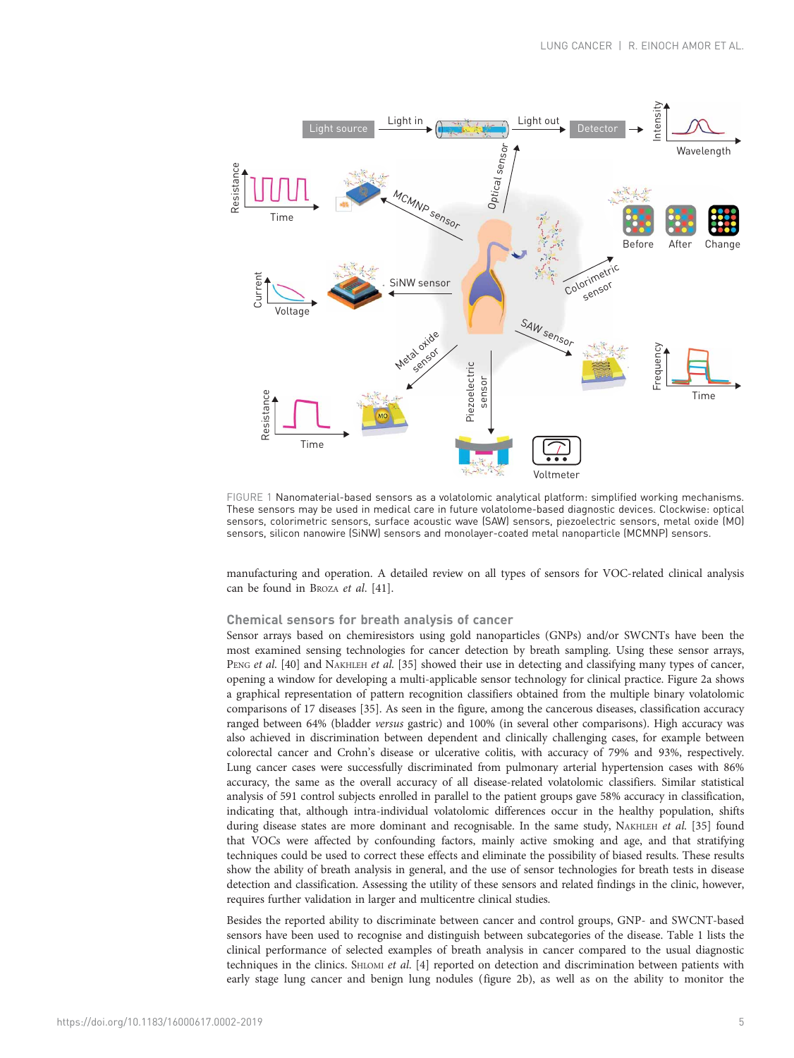FIGURE 1 Nanomaterial-based sensors as a volatolomic analytical platform: simplified working mechanisms. These sensors may be used in medical care in future volatolome-based diagnostic devices. Clockwise: optical sensors, colorimetric sensors, surface acoustic wave (SAW) sensors, piezoelectric sensors, metal oxide (MO) sensors, silicon nanowire (SiNW) sensors and monolayer-coated metal nanoparticle (MCMNP) sensors.

manufacturing and operation. A detailed review on all types of sensors for VOC-related clinical analysis can be found in BROZA *et al.* [41].

## Chemical sensors for breath analysis of cancer

Sensor arrays based on chemiresistors using gold nanoparticles (GNPs) and/or SWCNTs have been the most examined sensing technologies for cancer detection by breath sampling. Using these sensor arrays, PENG *et al.* [40] and NAKHLEH *et al.* [35] showed their use in detecting and classifying many types of cancer, opening a window for developing a multi-applicable sensor technology for clinical practice. Figure 2a shows a graphical representation of pattern recognition classifiers obtained from the multiple binary volatolomic comparisons of 17 diseases [35]. As seen in the figure, among the cancerous diseases, classification accuracy ranged between 64% (bladder *versus* gastric) and 100% (in several other comparisons). High accuracy was also achieved in discrimination between dependent and clinically challenging cases, for example between colorectal cancer and Crohn's disease or ulcerative colitis, with accuracy of 79% and 93%, respectively. Lung cancer cases were successfully discriminated from pulmonary arterial hypertension cases with 86% accuracy, the same as the overall accuracy of all disease-related volatolomic classifiers. Similar statistical analysis of 591 control subjects enrolled in parallel to the patient groups gave 58% accuracy in classification, indicating that, although intra-individual volatolomic differences occur in the healthy population, shifts during disease states are more dominant and recognisable. In the same study, NAKHLEH *et al.* [35] found that VOCs were affected by confounding factors, mainly active smoking and age, and that stratifying techniques could be used to correct these effects and eliminate the possibility of biased results. These results show the ability of breath analysis in general, and the use of sensor technologies for breath tests in disease detection and classification. Assessing the utility of these sensors and related findings in the clinic, however, requires further validation in larger and multicentre clinical studies.

Besides the reported ability to discriminate between cancer and control groups, GNP- and SWCNT-based sensors have been used to recognise and distinguish between subcategories of the disease. Table 1 lists the clinical performance of selected examples of breath analysis in cancer compared to the usual diagnostic techniques in the clinics. SHLOMI *et al.* [4] reported on detection and discrimination between patients with early stage lung cancer and benign lung nodules (figure 2b), as well as on the ability to monitor the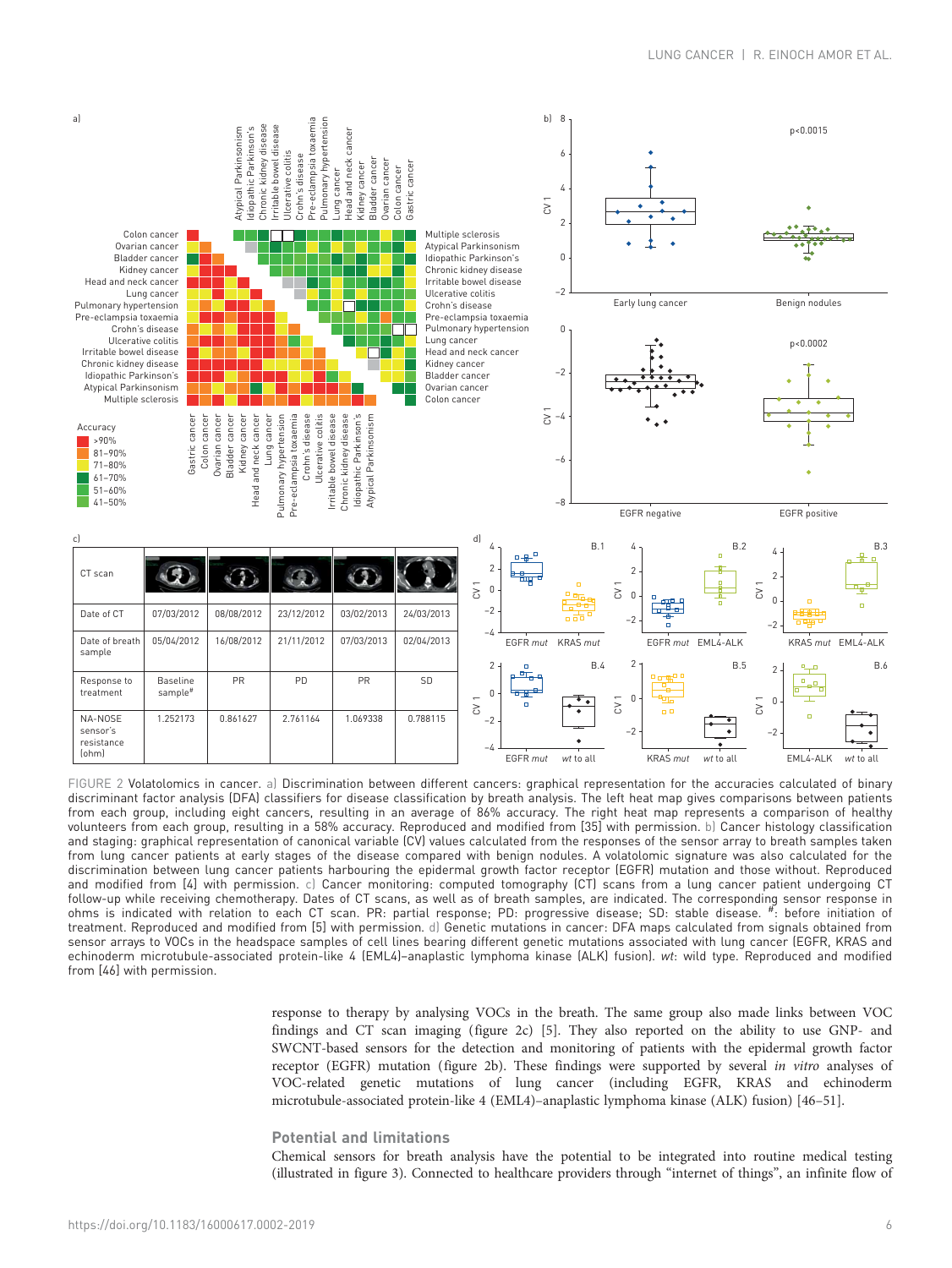| CT scan | | | | | |
|---|---|---|---|---|---|
| Date of CT | 07/03/2012 | 08/08/2012 | 23/12/2012 | 03/02/2013 | 24/03/2013 |
| Date of breath sample | 05/04/2012 | 16/08/2012 | 21/11/2012 | 07/03/2013 | 02/04/2013 |
| Response to treatment | Baseline sample# | PR | PD | PR | SD |
| NA-NOSE sensor's resistance (ohm) | 1.252173 | 0.861627 | 2.761164 | 1.069338 | 0.788115 |

FIGURE 2 Volatolomics in cancer. a) Discrimination between different cancers: graphical representation for the accuracies calculated of binary discriminant factor analysis (DFA) classifiers for disease classification by breath analysis. The left heat map gives comparisons between patients from each group, including eight cancers, resulting in an average of 86% accuracy. The right heat map represents a comparison of healthy volunteers from each group, resulting in a 58% accuracy. Reproduced and modified from [35] with permission. b) Cancer histology classification and staging: graphical representation of canonical variable (CV) values calculated from the responses of the sensor array to breath samples taken from lung cancer patients at early stages of the disease compared with benign nodules. A volatolomic signature was also calculated for the discrimination between lung cancer patients harbouring the epidermal growth factor receptor (EGFR) mutation and those without. Reproduced and modified from [4] with permission. c) Cancer monitoring: computed tomography (CT) scans from a lung cancer patient undergoing CT follow-up while receiving chemotherapy. Dates of CT scans, as well as of breath samples, are indicated. The corresponding sensor response in ohms is indicated with relation to each CT scan. PR: partial response; PD: progressive disease; SD: stable disease. #: before initiation of treatment. Reproduced and modified from [5] with permission. d) Genetic mutations in cancer: DFA maps calculated from signals obtained from sensor arrays to VOCs in the headspace samples of cell lines bearing different genetic mutations associated with lung cancer (EGFR, KRAS and echinoderm microtubule-associated protein-like 4 (EML4)–anaplastic lymphoma kinase (ALK) fusion). *wt*: wild type. Reproduced and modified from [46] with permission.

response to therapy by analysing VOCs in the breath. The same group also made links between VOC findings and CT scan imaging (figure 2c) [5]. They also reported on the ability to use GNP- and SWCNT-based sensors for the detection and monitoring of patients with the epidermal growth factor receptor (EGFR) mutation (figure 2b). These findings were supported by several *in vitro* analyses of VOC-related genetic mutations of lung cancer (including EGFR, KRAS and echinoderm microtubule-associated protein-like 4 (EML4)–anaplastic lymphoma kinase (ALK) fusion) [46–51].

### Potential and limitations

Chemical sensors for breath analysis have the potential to be integrated into routine medical testing (illustrated in figure 3). Connected to healthcare providers through "internet of things", an infinite flow of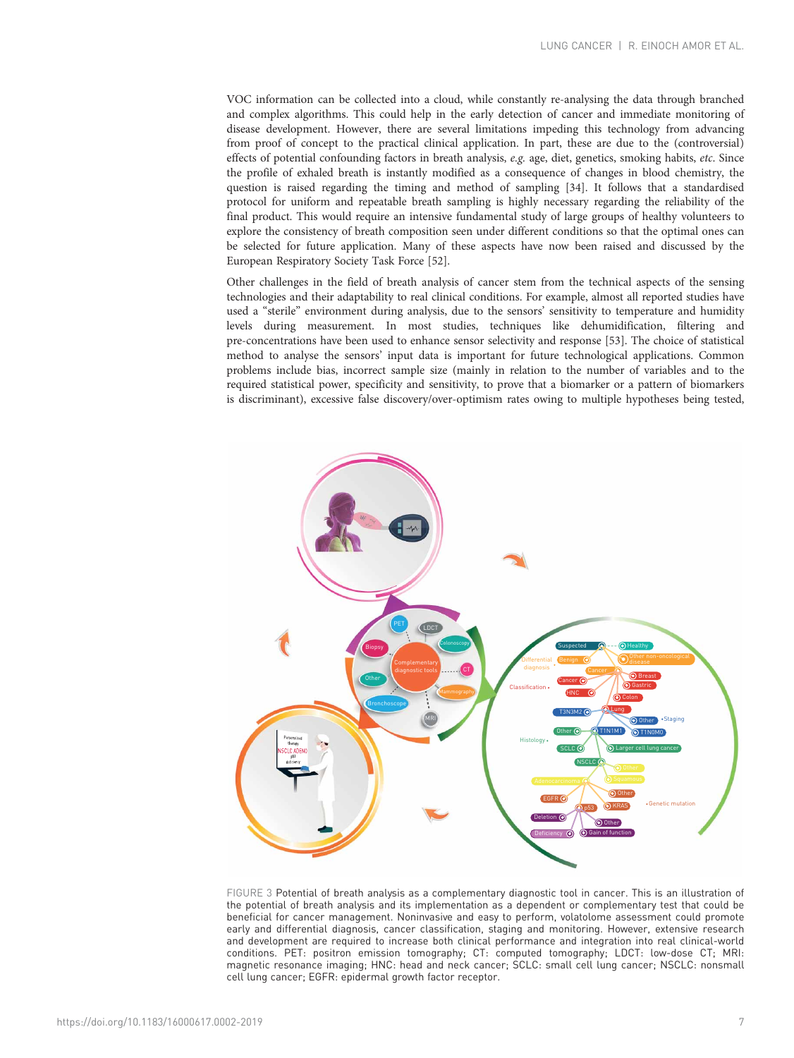VOC information can be collected into a cloud, while constantly re-analysing the data through branched and complex algorithms. This could help in the early detection of cancer and immediate monitoring of disease development. However, there are several limitations impeding this technology from advancing from proof of concept to the practical clinical application. In part, these are due to the (controversial) effects of potential confounding factors in breath analysis, *e.g.* age, diet, genetics, smoking habits, *etc.* Since the profile of exhaled breath is instantly modified as a consequence of changes in blood chemistry, the question is raised regarding the timing and method of sampling [34]. It follows that a standardised protocol for uniform and repeatable breath sampling is highly necessary regarding the reliability of the final product. This would require an intensive fundamental study of large groups of healthy volunteers to explore the consistency of breath composition seen under different conditions so that the optimal ones can be selected for future application. Many of these aspects have now been raised and discussed by the European Respiratory Society Task Force [52].

Other challenges in the field of breath analysis of cancer stem from the technical aspects of the sensing technologies and their adaptability to real clinical conditions. For example, almost all reported studies have used a "sterile" environment during analysis, due to the sensors' sensitivity to temperature and humidity levels during measurement. In most studies, techniques like dehumidification, filtering and pre-concentrations have been used to enhance sensor selectivity and response [53]. The choice of statistical method to analyse the sensors' input data is important for future technological applications. Common problems include bias, incorrect sample size (mainly in relation to the number of variables and to the required statistical power, specificity and sensitivity, to prove that a biomarker or a pattern of biomarkers is discriminant), excessive false discovery/over-optimism rates owing to multiple hypotheses being tested,

FIGURE 3 Potential of breath analysis as a complementary diagnostic tool in cancer. This is an illustration of the potential of breath analysis and its implementation as a dependent or complementary test that could be beneficial for cancer management. Noninvasive and easy to perform, volatolome assessment could promote early and differential diagnosis, cancer classification, staging and monitoring. However, extensive research and development are required to increase both clinical performance and integration into real clinical-world conditions. PET: positron emission tomography; CT: computed tomography; LDCT: low-dose CT; MRI: magnetic resonance imaging; HNC: head and neck cancer; SCLC: small cell lung cancer; NSCLC: nonsmall cell lung cancer; EGFR: epidermal growth factor receptor.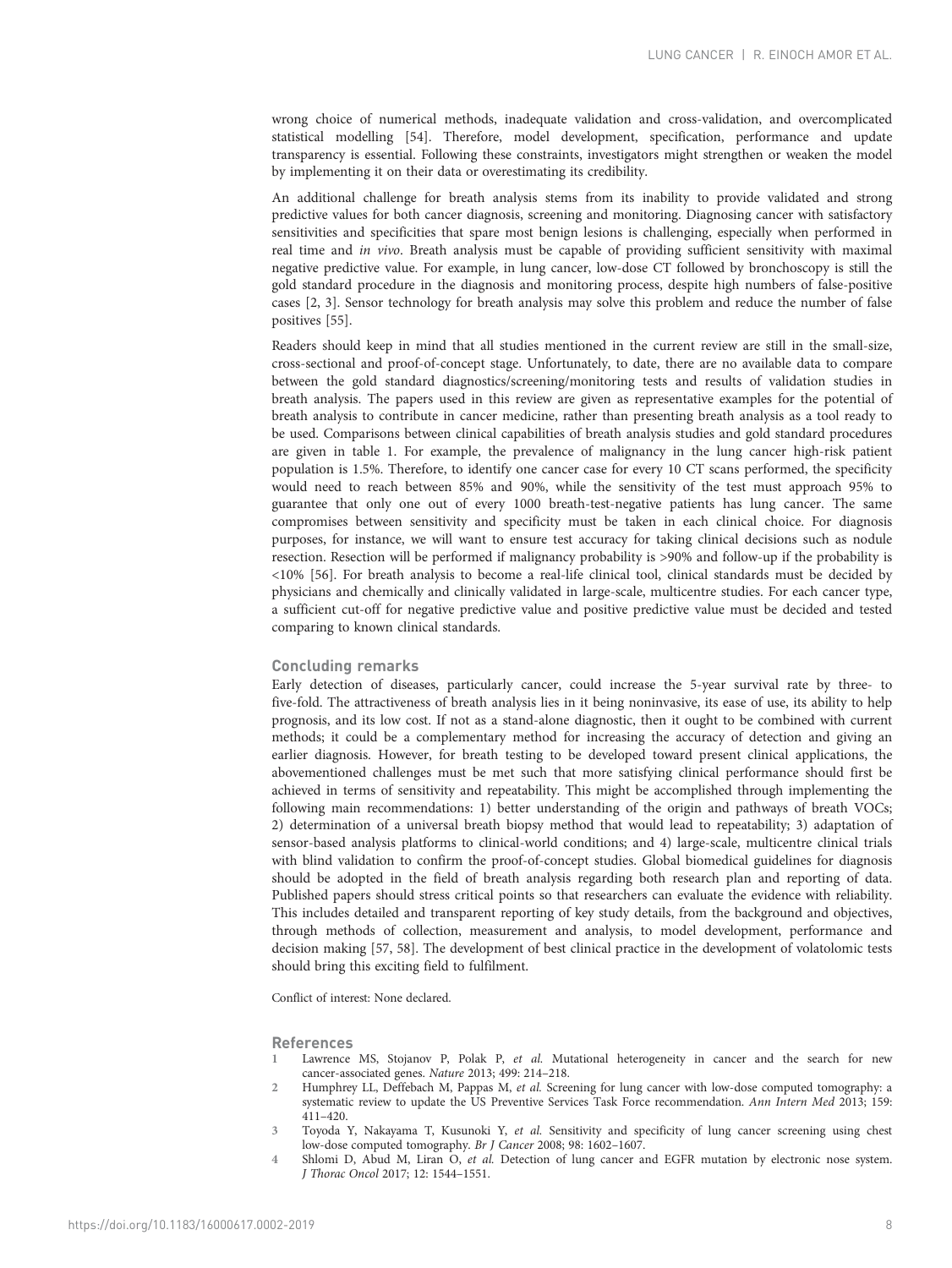wrong choice of numerical methods, inadequate validation and cross-validation, and overcomplicated statistical modelling [54]. Therefore, model development, specification, performance and update transparency is essential. Following these constraints, investigators might strengthen or weaken the model by implementing it on their data or overestimating its credibility.

An additional challenge for breath analysis stems from its inability to provide validated and strong predictive values for both cancer diagnosis, screening and monitoring. Diagnosing cancer with satisfactory sensitivities and specificities that spare most benign lesions is challenging, especially when performed in real time and *in vivo*. Breath analysis must be capable of providing sufficient sensitivity with maximal negative predictive value. For example, in lung cancer, low-dose CT followed by bronchoscopy is still the gold standard procedure in the diagnosis and monitoring process, despite high numbers of false-positive cases [2, 3]. Sensor technology for breath analysis may solve this problem and reduce the number of false positives [55].

Readers should keep in mind that all studies mentioned in the current review are still in the small-size, cross-sectional and proof-of-concept stage. Unfortunately, to date, there are no available data to compare between the gold standard diagnostics/screening/monitoring tests and results of validation studies in breath analysis. The papers used in this review are given as representative examples for the potential of breath analysis to contribute in cancer medicine, rather than presenting breath analysis as a tool ready to be used. Comparisons between clinical capabilities of breath analysis studies and gold standard procedures are given in table 1. For example, the prevalence of malignancy in the lung cancer high-risk patient population is 1.5%. Therefore, to identify one cancer case for every 10 CT scans performed, the specificity would need to reach between 85% and 90%, while the sensitivity of the test must approach 95% to guarantee that only one out of every 1000 breath-test-negative patients has lung cancer. The same compromises between sensitivity and specificity must be taken in each clinical choice. For diagnosis purposes, for instance, we will want to ensure test accuracy for taking clinical decisions such as nodule resection. Resection will be performed if malignancy probability is >90% and follow-up if the probability is <10% [56]. For breath analysis to become a real-life clinical tool, clinical standards must be decided by physicians and chemically and clinically validated in large-scale, multicentre studies. For each cancer type, a sufficient cut-off for negative predictive value and positive predictive value must be decided and tested comparing to known clinical standards.

## Concluding remarks

Early detection of diseases, particularly cancer, could increase the 5-year survival rate by three- to five-fold. The attractiveness of breath analysis lies in it being noninvasive, its ease of use, its ability to help prognosis, and its low cost. If not as a stand-alone diagnostic, then it ought to be combined with current methods; it could be a complementary method for increasing the accuracy of detection and giving an earlier diagnosis. However, for breath testing to be developed toward present clinical applications, the abovementioned challenges must be met such that more satisfying clinical performance should first be achieved in terms of sensitivity and repeatability. This might be accomplished through implementing the following main recommendations: 1) better understanding of the origin and pathways of breath VOCs; 2) determination of a universal breath biopsy method that would lead to repeatability; 3) adaptation of sensor-based analysis platforms to clinical-world conditions; and 4) large-scale, multicentre clinical trials with blind validation to confirm the proof-of-concept studies. Global biomedical guidelines for diagnosis should be adopted in the field of breath analysis regarding both research plan and reporting of data. Published papers should stress critical points so that researchers can evaluate the evidence with reliability. This includes detailed and transparent reporting of key study details, from the background and objectives, through methods of collection, measurement and analysis, to model development, performance and decision making [57, 58]. The development of best clinical practice in the development of volatolomic tests should bring this exciting field to fulfilment.

Conflict of interest: None declared.

## References

1. Lawrence MS, Stojanov P, Polak P, *et al.* Mutational heterogeneity in cancer and the search for new cancer-associated genes. *Nature* 2013; 499: 214–218.
2. Humphrey LL, Deffebach M, Pappas M, *et al.* Screening for lung cancer with low-dose computed tomography: a systematic review to update the US Preventive Services Task Force recommendation. *Ann Intern Med* 2013; 159: 411–420.
3. Toyoda Y, Nakayama T, Kusunoki Y, *et al.* Sensitivity and specificity of lung cancer screening using chest low-dose computed tomography. *Br J Cancer* 2008; 98: 1602–1607.
4. Shlomi D, Abud M, Liran O, *et al.* Detection of lung cancer and EGFR mutation by electronic nose system. *J Thorac Oncol* 2017; 12: 1544–1551.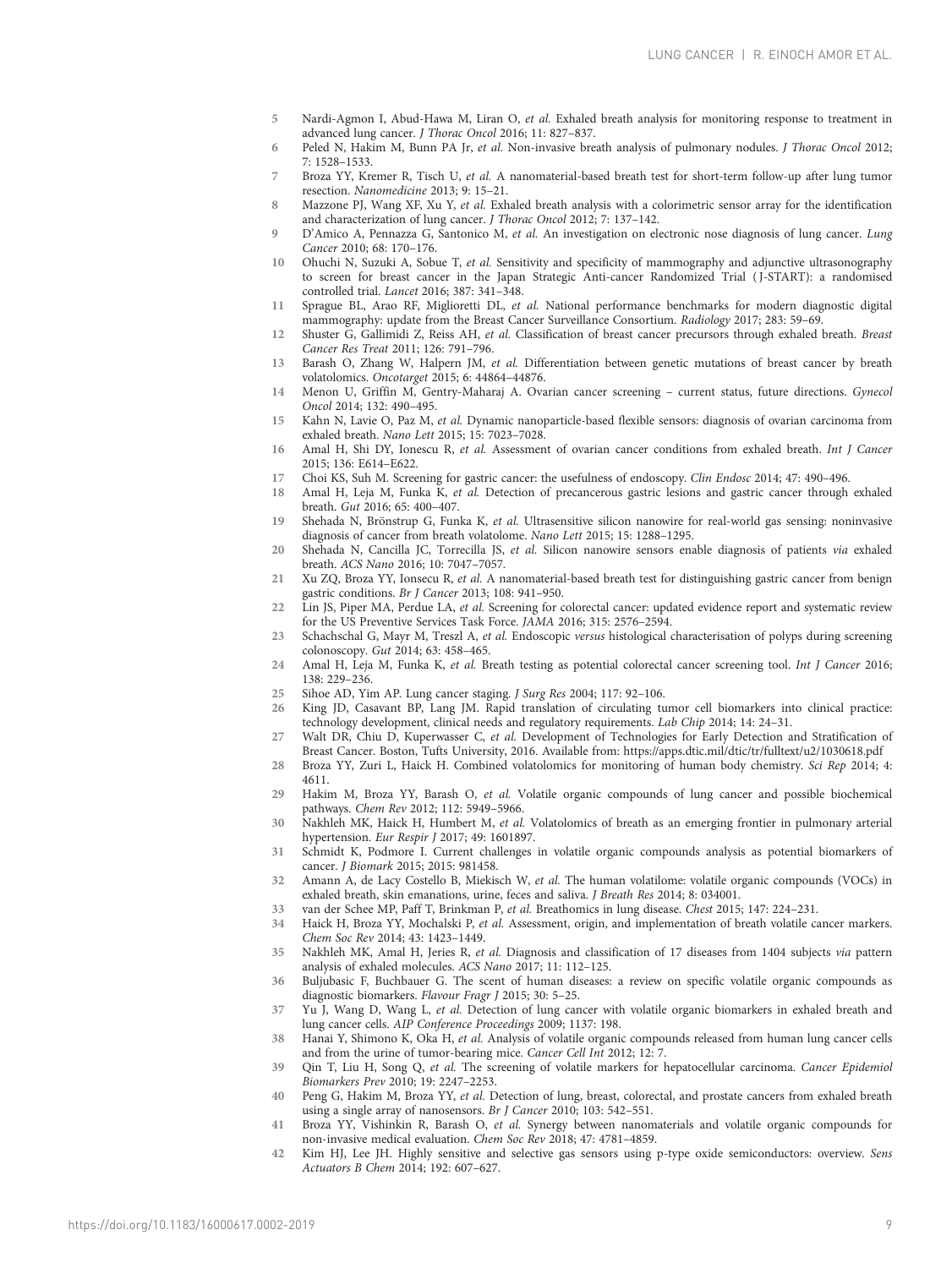5 Nardi-Agmon I, Abud-Hawa M, Liran O, *et al.* Exhaled breath analysis for monitoring response to treatment in advanced lung cancer. *J Thorac Oncol* 2016; 11: 827–837.

6 Peled N, Hakim M, Bunn PA Jr, *et al.* Non-invasive breath analysis of pulmonary nodules. *J Thorac Oncol* 2012; 7: 1528–1533.

7 Broza YY, Kremer R, Tisch U, *et al.* A nanomaterial-based breath test for short-term follow-up after lung tumor resection. *Nanomedicine* 2013; 9: 15–21.

8 Mazzone PJ, Wang XF, Xu Y, *et al.* Exhaled breath analysis with a colorimetric sensor array for the identification and characterization of lung cancer. *J Thorac Oncol* 2012; 7: 137–142.

9 D'Amico A, Pennazza G, Santonico M, *et al.* An investigation on electronic nose diagnosis of lung cancer. *Lung Cancer* 2010; 68: 170–176.

10 Ohuchi N, Suzuki A, Sobue T, *et al.* Sensitivity and specificity of mammography and adjunctive ultrasonography to screen for breast cancer in the Japan Strategic Anti-cancer Randomized Trial (J-START): a randomised controlled trial. *Lancet* 2016; 387: 341–348.

11 Sprague BL, Arao RF, Miglioretti DL, *et al.* National performance benchmarks for modern diagnostic digital mammography: update from the Breast Cancer Surveillance Consortium. *Radiology* 2017; 283: 59–69.

12 Shuster G, Gallimidi Z, Reiss AH, *et al.* Classification of breast cancer precursors through exhaled breath. *Breast Cancer Res Treat* 2011; 126: 791–796.

13 Barash O, Zhang W, Halpern JM, *et al.* Differentiation between genetic mutations of breast cancer by breath volatolomics. *Oncotarget* 2015; 6: 44864–44876.

14 Menon U, Griffin M, Gentry-Maharaj A. Ovarian cancer screening – current status, future directions. *Gynecol Oncol* 2014; 132: 490–495.

15 Kahn N, Lavie O, Paz M, *et al.* Dynamic nanoparticle-based flexible sensors: diagnosis of ovarian carcinoma from exhaled breath. *Nano Lett* 2015; 15: 7023–7028.

16 Amal H, Shi DY, Ionescu R, *et al.* Assessment of ovarian cancer conditions from exhaled breath. *Int J Cancer* 2015; 136: E614–E622.

17 Choi KS, Suh M. Screening for gastric cancer: the usefulness of endoscopy. *Clin Endosc* 2014; 47: 490–496.

18 Amal H, Leja M, Funka K, *et al.* Detection of precancerous gastric lesions and gastric cancer through exhaled breath. *Gut* 2016; 65: 400–407.

19 Shehada N, Brönstrup G, Funka K, *et al.* Ultrasensitive silicon nanowire for real-world gas sensing: noninvasive diagnosis of cancer from breath volatolome. *Nano Lett* 2015; 15: 1288–1295.

20 Shehada N, Cancilla JC, Torrecilla JS, *et al.* Silicon nanowire sensors enable diagnosis of patients *via* exhaled breath. *ACS Nano* 2016; 10: 7047–7057.

21 Xu ZQ, Broza YY, Ionsecu R, *et al.* A nanomaterial-based breath test for distinguishing gastric cancer from benign gastric conditions. *Br J Cancer* 2013; 108: 941–950.

22 Lin JS, Piper MA, Perdue LA, *et al.* Screening for colorectal cancer: updated evidence report and systematic review for the US Preventive Services Task Force. *JAMA* 2016; 315: 2576–2594.

23 Schachschal G, Mayr M, Treszl A, *et al.* Endoscopic *versus* histological characterisation of polyps during screening colonoscopy. *Gut* 2014; 63: 458–465.

24 Amal H, Leja M, Funka K, *et al.* Breath testing as potential colorectal cancer screening tool. *Int J Cancer* 2016; 138: 229–236.

25 Sihoe AD, Yim AP. Lung cancer staging. *J Surg Res* 2004; 117: 92–106.

26 King JD, Casavant BP, Lang JM. Rapid translation of circulating tumor cell biomarkers into clinical practice: technology development, clinical needs and regulatory requirements. *Lab Chip* 2014; 14: 24–31.

27 Walt DR, Chiu D, Kuperwasser C, *et al.* Development of Technologies for Early Detection and Stratification of Breast Cancer. Boston, Tufts University, 2016. Available from: https://apps.dtic.mil/dtic/tr/fulltext/u2/1030618.pdf

28 Broza YY, Zuri L, Haick H. Combined volatolomics for monitoring of human body chemistry. *Sci Rep* 2014; 4: 4611.

29 Hakim M, Broza YY, Barash O, *et al.* Volatile organic compounds of lung cancer and possible biochemical pathways. *Chem Rev* 2012; 112: 5949–5966.

30 Nakhleh MK, Haick H, Humbert M, *et al.* Volatolomics of breath as an emerging frontier in pulmonary arterial hypertension. *Eur Respir J* 2017; 49: 1601897.

31 Schmidt K, Podmore I. Current challenges in volatile organic compounds analysis as potential biomarkers of cancer. *J Biomark* 2015; 2015: 981458.

32 Amann A, de Lacy Costello B, Miekisch W, *et al.* The human volatilome: volatile organic compounds (VOCs) in exhaled breath, skin emanations, urine, feces and saliva. *J Breath Res* 2014; 8: 034001.

33 van der Schee MP, Paff T, Brinkman P, *et al.* Breathomics in lung disease. *Chest* 2015; 147: 224–231.

34 Haick H, Broza YY, Mochalski P, *et al.* Assessment, origin, and implementation of breath volatile cancer markers. *Chem Soc Rev* 2014; 43: 1423–1449.

35 Nakhleh MK, Amal H, Jeries R, *et al.* Diagnosis and classification of 17 diseases from 1404 subjects *via* pattern analysis of exhaled molecules. *ACS Nano* 2017; 11: 112–125.

36 Buljubasic F, Buchbauer G. The scent of human diseases: a review on specific volatile organic compounds as diagnostic biomarkers. *Flavour Fragr J* 2015; 30: 5–25.

37 Yu J, Wang D, Wang L, *et al.* Detection of lung cancer with volatile organic biomarkers in exhaled breath and lung cancer cells. *AIP Conference Proceedings* 2009; 1137: 198.

38 Hanai Y, Shimono K, Oka H, *et al.* Analysis of volatile organic compounds released from human lung cancer cells and from the urine of tumor-bearing mice. *Cancer Cell Int* 2012; 12: 7.

39 Qin T, Liu H, Song Q, *et al.* The screening of volatile markers for hepatocellular carcinoma. *Cancer Epidemiol Biomarkers Prev* 2010; 19: 2247–2253.

40 Peng G, Hakim M, Broza YY, *et al.* Detection of lung, breast, colorectal, and prostate cancers from exhaled breath using a single array of nanosensors. *Br J Cancer* 2010; 103: 542–551.

41 Broza YY, Vishinkin R, Barash O, *et al.* Synergy between nanomaterials and volatile organic compounds for non-invasive medical evaluation. *Chem Soc Rev* 2018; 47: 4781–4859.

42 Kim HJ, Lee JH. Highly sensitive and selective gas sensors using p-type oxide semiconductors: overview. *Sens Actuators B Chem* 2014; 192: 607–627.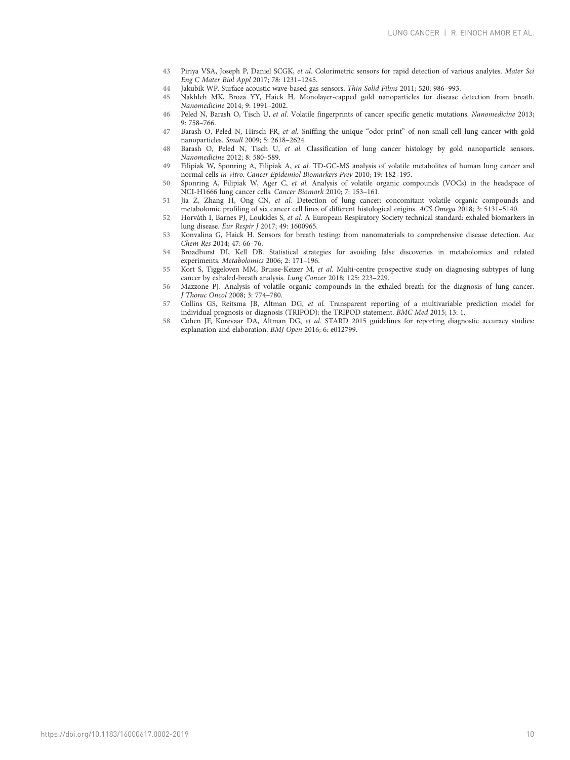43 Piriya VSA, Joseph P, Daniel SCGK, *et al.* Colorimetric sensors for rapid detection of various analytes. *Mater Sci Eng C Mater Biol Appl* 2017; 78: 1231–1245.

44 Jakubik WP. Surface acoustic wave-based gas sensors. *Thin Solid Films* 2011; 520: 986–993.

45 Nakhleh MK, Broza YY, Haick H. Monolayer-capped gold nanoparticles for disease detection from breath. *Nanomedicine* 2014; 9: 1991–2002.

46 Peled N, Barash O, Tisch U, *et al.* Volatile fingerprints of cancer specific genetic mutations. *Nanomedicine* 2013; 9: 758–766.

47 Barash O, Peled N, Hirsch FR, *et al.* Sniffing the unique "odor print" of non-small-cell lung cancer with gold nanoparticles. *Small* 2009; 5: 2618–2624.

48 Barash O, Peled N, Tisch U, *et al.* Classification of lung cancer histology by gold nanoparticle sensors. *Nanomedicine* 2012; 8: 580–589.

49 Filipiak W, Sponring A, Filipiak A, *et al.* TD-GC-MS analysis of volatile metabolites of human lung cancer and normal cells *in vitro*. *Cancer Epidemiol Biomarkers Prev* 2010; 19: 182–195.

50 Sponring A, Filipiak W, Ager C, *et al.* Analysis of volatile organic compounds (VOCs) in the headspace of NCI-H1666 lung cancer cells. *Cancer Biomark* 2010; 7: 153–161.

51 Jia Z, Zhang H, Ong CN, *et al.* Detection of lung cancer: concomitant volatile organic compounds and metabolomic profiling of six cancer cell lines of different histological origins. *ACS Omega* 2018; 3: 5131–5140.

52 Horváth I, Barnes PJ, Loukides S, *et al.* A European Respiratory Society technical standard: exhaled biomarkers in lung disease. *Eur Respir J* 2017; 49: 1600965.

53 Konvalina G, Haick H. Sensors for breath testing: from nanomaterials to comprehensive disease detection. *Acc Chem Res* 2014; 47: 66–76.

54 Broadhurst DI, Kell DB. Statistical strategies for avoiding false discoveries in metabolomics and related experiments. *Metabolomics* 2006; 2: 171–196.

55 Kort S, Tiggeloven MM, Brusse-Keizer M, *et al.* Multi-centre prospective study on diagnosing subtypes of lung cancer by exhaled-breath analysis. *Lung Cancer* 2018; 125: 223–229.

56 Mazzone PJ. Analysis of volatile organic compounds in the exhaled breath for the diagnosis of lung cancer. *J Thorac Oncol* 2008; 3: 774–780.

57 Collins GS, Reitsma JB, Altman DG, *et al.* Transparent reporting of a multivariable prediction model for individual prognosis or diagnosis (TRIPOD): the TRIPOD statement. *BMC Med* 2015; 13: 1.

58 Cohen JF, Korevaar DA, Altman DG, *et al.* STARD 2015 guidelines for reporting diagnostic accuracy studies: explanation and elaboration. *BMJ Open* 2016; 6: e012799.